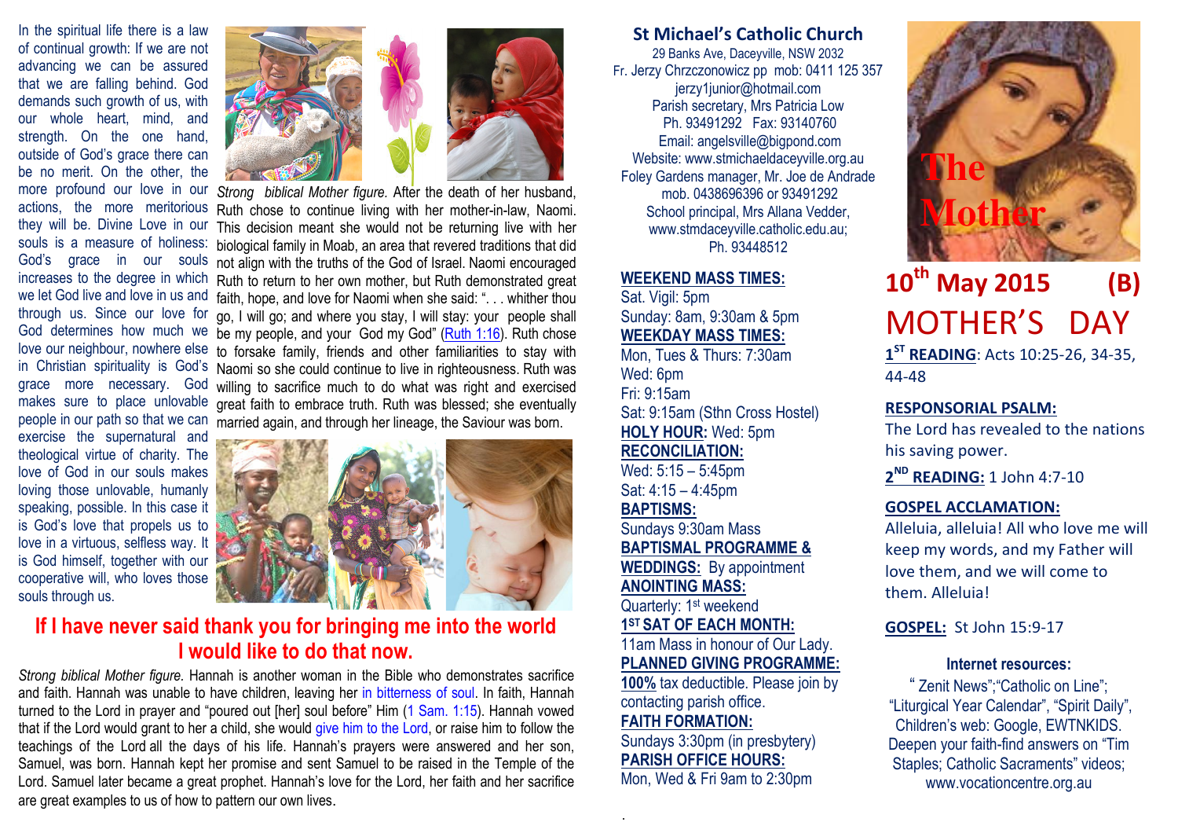In the spiritual life there is a law of continual growth: If we are not advancing we can be assured that we are falling behind. God demands such growth of us, with our whole heart, mind, and strength. On the one hand, outside of God's grace there can be no merit. On the other, the more profound our love in our actions, the more meritorious they will be. Divine Love in our souls is a measure of holiness: God's grace in our souls increases to the degree in which we let God live and love in us and through us. Since our love for God determines how much we love our neighbour, nowhere else in Christian spirituality is God's grace more necessary. God makes sure to place unlovable people in our path so that we can exercise the supernatural and theological virtue of charity. The love of God in our souls makes loving those unlovable, humanly speaking, possible. In this case it is God's love that propels us to love in a virtuous, selfless way. It is God himself, together with our cooperative will, who loves those souls through us.

*Strong biblical Mother figure.* After the death of her husband, Ruth chose to continue living with her mother-in-law, Naomi. This decision meant she would not be returning live with her biological family in Moab, an area that revered traditions that did not align with the truths of the God of Israel. Naomi encouraged Ruth to return to her own mother, but Ruth demonstrated great faith, hope, and love for Naomi when she said: ". . . whither thou go, I will go; and where you stay, I will stay: your people shall be my people, and your God my God" (Ruth 1:16). Ruth chose to forsake family, friends and other familiarities to stay with Naomi so she could continue to live in righteousness. Ruth was willing to sacrifice much to do what was right and exercised great faith to embrace truth. Ruth was blessed; she eventually married again, and through her lineage, the Saviour was born.

## If I have never said thank you for bringing me into the world I would like to do that now.

*Strong biblical Mother figure.* Hannah is another woman in the Bible who demonstrates sacrifice and faith. Hannah was unable to have children, leaving her in bitterness of soul. In faith, Hannah turned to the Lord in prayer and "poured out [her] soul before" Him (1 Sam. 1:15). Hannah vowed that if the Lord would grant to her a child, she would give him to the Lord, or raise him to follow the teachings of the Lord all the days of his life. Hannah's prayers were answered and her son, Samuel, was born. Hannah kept her promise and sent Samuel to be raised in the Temple of the Lord. Samuel later became a great prophet. Hannah's love for the Lord, her faith and her sacrifice are great examples to us of how to pattern our own lives.

## St Michael's Catholic Church

29 Banks Ave, Daceyville, NSW 2032
Fr. Jerzy Chrzczonowicz pp mob: 0411 125 357
jerzy1junior@hotmail.com
Parish secretary, Mrs Patricia Low
Ph. 93491292 Fax: 93140760
Email: angelsville@bigpond.com
Website: www.stmichaeldaceyville.org.au
Foley Gardens manager, Mr. Joe de Andrade
mob. 0438696396 or 93491292
School principal, Mrs Allana Vedder,
www.stmdaceyville.catholic.edu.au;
Ph. 93448512

**WEEKEND MASS TIMES:**
Sat. Vigil: 5pm
Sunday: 8am, 9:30am & 5pm

**WEEKDAY MASS TIMES:**
Mon, Tues & Thurs: 7:30am
Wed: 6pm
Fri: 9:15am
Sat: 9:15am (Sthn Cross Hostel)

**HOLY HOUR:** Wed: 5pm

**RECONCILIATION:**
Wed: 5:15 – 5:45pm
Sat: 4:15 – 4:45pm

**BAPTISMS:**
Sundays 9:30am Mass

**BAPTISMAL PROGRAMME & WEDDINGS:** By appointment

**ANOINTING MASS:**
Quarterly: 1st weekend

**1ST SAT OF EACH MONTH:**
11am Mass in honour of Our Lady.

**PLANNED GIVING PROGRAMME:**
**100%** tax deductible. Please join by contacting parish office.

**FAITH FORMATION:**
Sundays 3:30pm (in presbytery)

**PARISH OFFICE HOURS:**
Mon, Wed & Fri 9am to 2:30pm

# The Mother

## 10th May 2015 (B)

# MOTHER'S DAY

**1ST READING**: Acts 10:25-26, 34-35, 44-48

**RESPONSORIAL PSALM:**
The Lord has revealed to the nations his saving power.

**2ND READING:** 1 John 4:7-10

**GOSPEL ACCLAMATION:**
Alleluia, alleluia! All who love me will keep my words, and my Father will love them, and we will come to them. Alleluia!

**GOSPEL:** St John 15:9-17

### Internet resources:

" Zenit News";"Catholic on Line";
"Liturgical Year Calendar", "Spirit Daily",
Children's web: Google, EWTNKIDS.
Deepen your faith-find answers on "Tim Staples; Catholic Sacraments" videos;
www.vocationcentre.org.au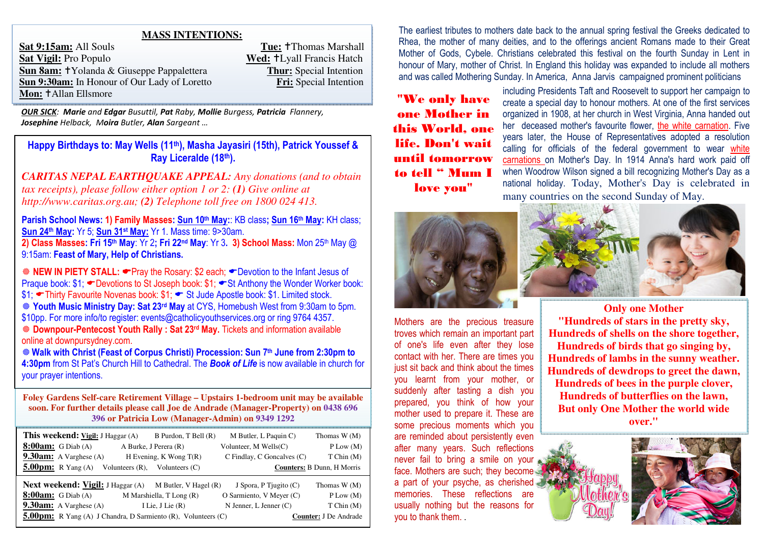## MASS INTENTIONS:

**Sat 9:15am:** All Souls
**Sat Vigil:** Pro Populo
**Sun 8am:** ✝Yolanda & Giuseppe Pappalettera
**Sun 9:30am:** In Honour of Our Lady of Loretto
**Mon:** ✝Allan Ellsmore
**Tue:** ✝Thomas Marshall
**Wed:** ✝Lyall Francis Hatch
**Thur:** Special Intention
**Fri:** Special Intention

***OUR SICK**: **Marie** and **Edgar** Busuttil, **Pat** Raby, **Mollie** Burgess, **Patricia** Flannery, **Josephine** Helback, Moira Butler, **Alan** Sargeant …*

**Happy Birthdays to: May Wells (11th), Masha Jayasiri (15th), Patrick Youssef & Ray Liceralde (18th).**

***CARITAS NEPAL EARTHQUAKE APPEAL:** Any donations (and to obtain tax receipts), please follow either option 1 or 2: **(1)** Give online at http://www.caritas.org.au; **(2)** Telephone toll free on 1800 024 413.*

**Parish School News: 1) Family Masses: Sun 10th May**:: KB class; **Sun 16th May:** KH class; **Sun 24th May:** Yr 5; **Sun 31st May:** Yr 1. Mass time: 9>30am.
**2) Class Masses: Fri 15th May**: Yr 2; **Fri 22nd May**: Yr 3. **3) School Mass:** Mon 25th May @ 9:15am: **Feast of Mary, Help of Christians.**

❋ **NEW IN PIETY STALL:** ☛Pray the Rosary: $2 each; ☛Devotion to the Infant Jesus of Praque book: $1; ☛Devotions to St Joseph book: $1; ☛St Anthony the Wonder Worker book: $1; ☛Thirty Favourite Novenas book: $1; ☛ St Jude Apostle book: $1. Limited stock.
❋ **Youth Music Ministry Day: Sat 23rd May** at CYS, Homebush West from 9:30am to 5pm. $10pp. For more info/to register: events@catholicyouthservices.org or ring 9764 4357.
❋ **Downpour-Pentecost Youth Rally : Sat 23rd May.** Tickets and information available online at downpursydney.com.
❋ **Walk with Christ (Feast of Corpus Christi) Procession: Sun 7th June from 2:30pm to 4:30pm** from St Pat's Church Hill to Cathedral. The ***Book of Life*** is now available in church for your prayer intentions.

**Foley Gardens Self-care Retirement Village – Upstairs 1-bedroom unit may be available soon. For further details please call Joe de Andrade (Manager-Property) on 0438 696 396 or Patricia Low (Manager-Admin) on 9349 1292**

| | | | | |
|---|---|---|---|---|
| **This weekend: Vigil:** J Haggar (A) | B Purdon, T Bell (R) | M Butler, L Paquin C) | Thomas W (M) | |
| **8:00am:** G Diab (A) | A Burke, J Perera (R) | Volunteer, M Wells(C) | P Low (M) | |
| **9.30am:** A Varghese (A) | H Evening, K Wong T(R) | C Findlay, C Goncalves (C) | T Chin (M) | |
| **5.00pm:** R Yang (A) | Volunteers (R), | Volunteers (C) | | **Counters:** B Dunn, H Morris |

| | | | | |
|---|---|---|---|---|
| **Next weekend: Vigil:** J Haggar (A) | M Butler, V Hagel (R) | J Spora, P Tjugito (C) | Thomas W (M) | |
| **8:00am:** G Diab (A) | M Marshiella, T Long (R) | O Sarmiento, V Meyer (C) | P Low (M) | |
| **9.30am:** A Varghese (A) | I Lie, J Lie (R) | N Jenner, L Jenner (C) | T Chin (M) | |
| **5.00pm:** R Yang (A) | J Chandra, D Sarmiento (R), | Volunteers (C) | | **Counter:** J De Andrade |

The earliest tributes to mothers date back to the annual spring festival the Greeks dedicated to Rhea, the mother of many deities, and to the offerings ancient Romans made to their Great Mother of Gods, Cybele. Christians celebrated this festival on the fourth Sunday in Lent in honour of Mary, mother of Christ. In England this holiday was expanded to include all mothers and was called Mothering Sunday. In America, Anna Jarvis campaigned prominent politicians including Presidents Taft and Roosevelt to support her campaign to create a special day to honour mothers. At one of the first services organized in 1908, at her church in West Virginia, Anna handed out her deceased mother's favourite flower, the white carnation. Five years later, the House of Representatives adopted a resolution calling for officials of the federal government to wear white carnations on Mother's Day. In 1914 Anna's hard work paid off when Woodrow Wilson signed a bill recognizing Mother's Day as a national holiday. Today, Mother's Day is celebrated in many countries on the second Sunday of May.

**"We only have one Mother in this World, one life. Don't wait until tomorrow to tell " Mum I love you"**

Mothers are the precious treasure troves which remain an important part of one's life even after they lose contact with her. There are times you just sit back and think about the times you learnt from your mother, or suddenly after tasting a dish you prepared, you think of how your mother used to prepare it. These are some precious moments which you are reminded about persistently even after many years. Such reflections never fail to bring a smile on your face. Mothers are such; they become a part of your psyche, as cherished memories. These reflections are usually nothing but the reasons for you to thank them. .

**Only one Mother**

**"Hundreds of stars in the pretty sky,**
**Hundreds of shells on the shore together,**
**Hundreds of birds that go singing by,**
**Hundreds of lambs in the sunny weather.**
**Hundreds of dewdrops to greet the dawn,**
**Hundreds of bees in the purple clover,**
**Hundreds of butterflies on the lawn,**
**But only One Mother the world wide over."**